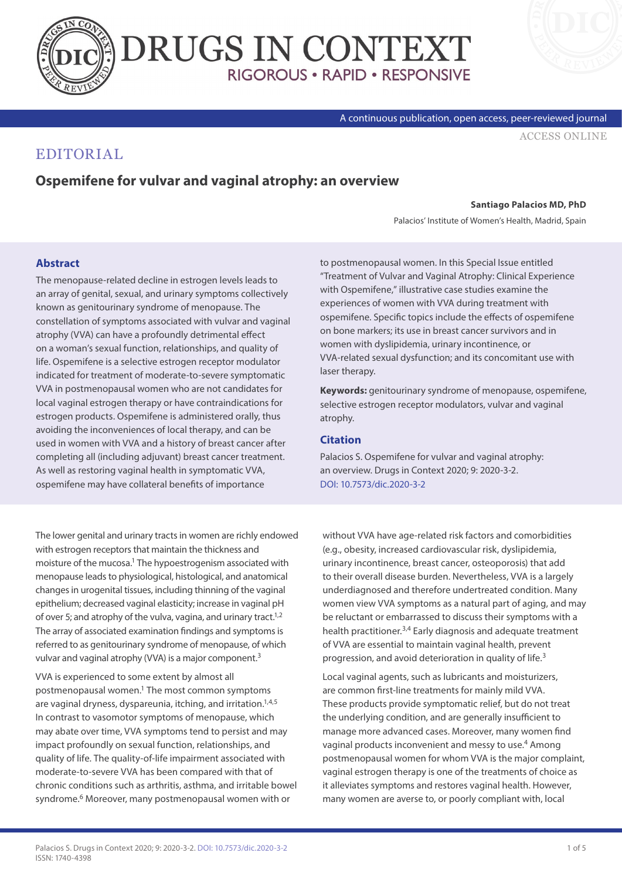EDITORIAL

# Ospemifene for vulvar and vaginal atrophy: an overview

**Santiago Palacios MD, PhD**

Palacios' Institute of Women's Health, Madrid, Spain

## Abstract

The menopause-related decline in estrogen levels leads to an array of genital, sexual, and urinary symptoms collectively known as genitourinary syndrome of menopause. The constellation of symptoms associated with vulvar and vaginal atrophy (VVA) can have a profoundly detrimental effect on a woman's sexual function, relationships, and quality of life. Ospemifene is a selective estrogen receptor modulator indicated for treatment of moderate-to-severe symptomatic VVA in postmenopausal women who are not candidates for local vaginal estrogen therapy or have contraindications for estrogen products. Ospemifene is administered orally, thus avoiding the inconveniences of local therapy, and can be used in women with VVA and a history of breast cancer after completing all (including adjuvant) breast cancer treatment. As well as restoring vaginal health in symptomatic VVA, ospemifene may have collateral benefits of importance to postmenopausal women. In this Special Issue entitled "Treatment of Vulvar and Vaginal Atrophy: Clinical Experience with Ospemifene," illustrative case studies examine the experiences of women with VVA during treatment with ospemifene. Specific topics include the effects of ospemifene on bone markers; its use in breast cancer survivors and in women with dyslipidemia, urinary incontinence, or VVA-related sexual dysfunction; and its concomitant use with laser therapy.

**Keywords:** genitourinary syndrome of menopause, ospemifene, selective estrogen receptor modulators, vulvar and vaginal atrophy.

## Citation

Palacios S. Ospemifene for vulvar and vaginal atrophy: an overview. Drugs in Context 2020; 9: 2020-3-2. DOI: 10.7573/dic.2020-3-2

The lower genital and urinary tracts in women are richly endowed with estrogen receptors that maintain the thickness and moisture of the mucosa.[1] The hypoestrogenism associated with menopause leads to physiological, histological, and anatomical changes in urogenital tissues, including thinning of the vaginal epithelium; decreased vaginal elasticity; increase in vaginal pH of over 5; and atrophy of the vulva, vagina, and urinary tract.[1,2] The array of associated examination findings and symptoms is referred to as genitourinary syndrome of menopause, of which vulvar and vaginal atrophy (VVA) is a major component.[3]

VVA is experienced to some extent by almost all postmenopausal women.[1] The most common symptoms are vaginal dryness, dyspareunia, itching, and irritation.[1,4,5] In contrast to vasomotor symptoms of menopause, which may abate over time, VVA symptoms tend to persist and may impact profoundly on sexual function, relationships, and quality of life. The quality-of-life impairment associated with moderate-to-severe VVA has been compared with that of chronic conditions such as arthritis, asthma, and irritable bowel syndrome.[6] Moreover, many postmenopausal women with or without VVA have age-related risk factors and comorbidities (e.g., obesity, increased cardiovascular risk, dyslipidemia, urinary incontinence, breast cancer, osteoporosis) that add to their overall disease burden. Nevertheless, VVA is a largely underdiagnosed and therefore undertreated condition. Many women view VVA symptoms as a natural part of aging, and may be reluctant or embarrassed to discuss their symptoms with a health practitioner.[3,4] Early diagnosis and adequate treatment of VVA are essential to maintain vaginal health, prevent progression, and avoid deterioration in quality of life.[3]

Local vaginal agents, such as lubricants and moisturizers, are common first-line treatments for mainly mild VVA. These products provide symptomatic relief, but do not treat the underlying condition, and are generally insufficient to manage more advanced cases. Moreover, many women find vaginal products inconvenient and messy to use.[4] Among postmenopausal women for whom VVA is the major complaint, vaginal estrogen therapy is one of the treatments of choice as it alleviates symptoms and restores vaginal health. However, many women are averse to, or poorly compliant with, local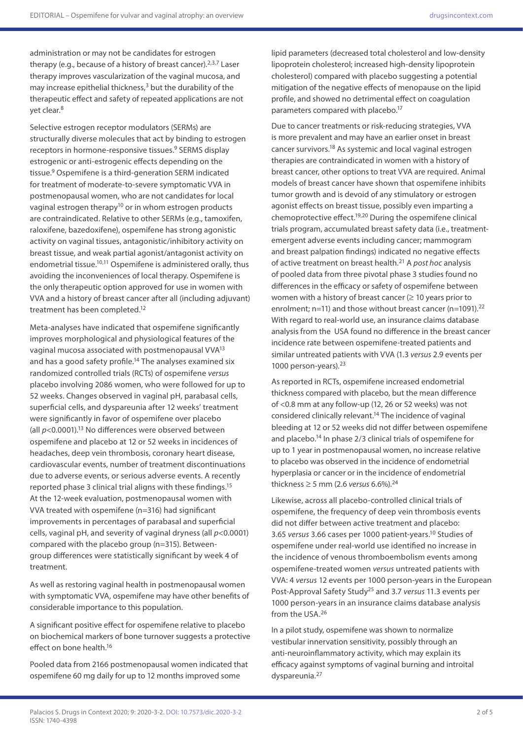administration or may not be candidates for estrogen therapy (e.g., because of a history of breast cancer).[2,3,7] Laser therapy improves vascularization of the vaginal mucosa, and may increase epithelial thickness,[3] but the durability of the therapeutic effect and safety of repeated applications are not yet clear.[8]

Selective estrogen receptor modulators (SERMs) are structurally diverse molecules that act by binding to estrogen receptors in hormone-responsive tissues.[9] SERMS display estrogenic or anti-estrogenic effects depending on the tissue.[9] Ospemifene is a third-generation SERM indicated for treatment of moderate-to-severe symptomatic VVA in postmenopausal women, who are not candidates for local vaginal estrogen therapy[10] or in whom estrogen products are contraindicated. Relative to other SERMs (e.g., tamoxifen, raloxifene, bazedoxifene), ospemifene has strong agonistic activity on vaginal tissues, antagonistic/inhibitory activity on breast tissue, and weak partial agonist/antagonist activity on endometrial tissue.[10,11] Ospemifene is administered orally, thus avoiding the inconveniences of local therapy. Ospemifene is the only therapeutic option approved for use in women with VVA and a history of breast cancer after all (including adjuvant) treatment has been completed.[12]

Meta-analyses have indicated that ospemifene significantly improves morphological and physiological features of the vaginal mucosa associated with postmenopausal VVA[13] and has a good safety profile.[14] The analyses examined six randomized controlled trials (RCTs) of ospemifene *versus* placebo involving 2086 women, who were followed for up to 52 weeks. Changes observed in vaginal pH, parabasal cells, superficial cells, and dyspareunia after 12 weeks' treatment were significantly in favor of ospemifene over placebo (all $p<0.0001$).[13] No differences were observed between ospemifene and placebo at 12 or 52 weeks in incidences of headaches, deep vein thrombosis, coronary heart disease, cardiovascular events, number of treatment discontinuations due to adverse events, or serious adverse events. A recently reported phase 3 clinical trial aligns with these findings.[15] At the 12-week evaluation, postmenopausal women with VVA treated with ospemifene (n=316) had significant improvements in percentages of parabasal and superficial cells, vaginal pH, and severity of vaginal dryness (all $p<0.0001$) compared with the placebo group (n=315). Between-group differences were statistically significant by week 4 of treatment.

As well as restoring vaginal health in postmenopausal women with symptomatic VVA, ospemifene may have other benefits of considerable importance to this population.

A significant positive effect for ospemifene relative to placebo on biochemical markers of bone turnover suggests a protective effect on bone health.[16]

Pooled data from 2166 postmenopausal women indicated that ospemifene 60 mg daily for up to 12 months improved some lipid parameters (decreased total cholesterol and low-density lipoprotein cholesterol; increased high-density lipoprotein cholesterol) compared with placebo suggesting a potential mitigation of the negative effects of menopause on the lipid profile, and showed no detrimental effect on coagulation parameters compared with placebo.[17]

Due to cancer treatments or risk-reducing strategies, VVA is more prevalent and may have an earlier onset in breast cancer survivors.[18] As systemic and local vaginal estrogen therapies are contraindicated in women with a history of breast cancer, other options to treat VVA are required. Animal models of breast cancer have shown that ospemifene inhibits tumor growth and is devoid of any stimulatory or estrogen agonist effects on breast tissue, possibly even imparting a chemoprotective effect.[19,20] During the ospemifene clinical trials program, accumulated breast safety data (i.e., treatment-emergent adverse events including cancer; mammogram and breast palpation findings) indicated no negative effects of active treatment on breast health.[21] A *post hoc* analysis of pooled data from three pivotal phase 3 studies found no differences in the efficacy or safety of ospemifene between women with a history of breast cancer (≥ 10 years prior to enrolment; n=11) and those without breast cancer (n=1091).[22] With regard to real-world use, an insurance claims database analysis from the USA found no difference in the breast cancer incidence rate between ospemifene-treated patients and similar untreated patients with VVA (1.3 *versus* 2.9 events per 1000 person-years).[23]

As reported in RCTs, ospemifene increased endometrial thickness compared with placebo, but the mean difference of <0.8 mm at any follow-up (12, 26 or 52 weeks) was not considered clinically relevant.[14] The incidence of vaginal bleeding at 12 or 52 weeks did not differ between ospemifene and placebo.[14] In phase 2/3 clinical trials of ospemifene for up to 1 year in postmenopausal women, no increase relative to placebo was observed in the incidence of endometrial hyperplasia or cancer or in the incidence of endometrial thickness ≥ 5 mm (2.6 *versus* 6.6%).[24]

Likewise, across all placebo-controlled clinical trials of ospemifene, the frequency of deep vein thrombosis events did not differ between active treatment and placebo: 3.65 *versus* 3.66 cases per 1000 patient-years.[10] Studies of ospemifene under real-world use identified no increase in the incidence of venous thromboembolism events among ospemifene-treated women *versus* untreated patients with VVA: 4 *versus* 12 events per 1000 person-years in the European Post-Approval Safety Study[25] and 3.7 *versus* 11.3 events per 1000 person-years in an insurance claims database analysis from the USA.[26]

In a pilot study, ospemifene was shown to normalize vestibular innervation sensitivity, possibly through an anti-neuroinflammatory activity, which may explain its efficacy against symptoms of vaginal burning and introital dyspareunia.[27]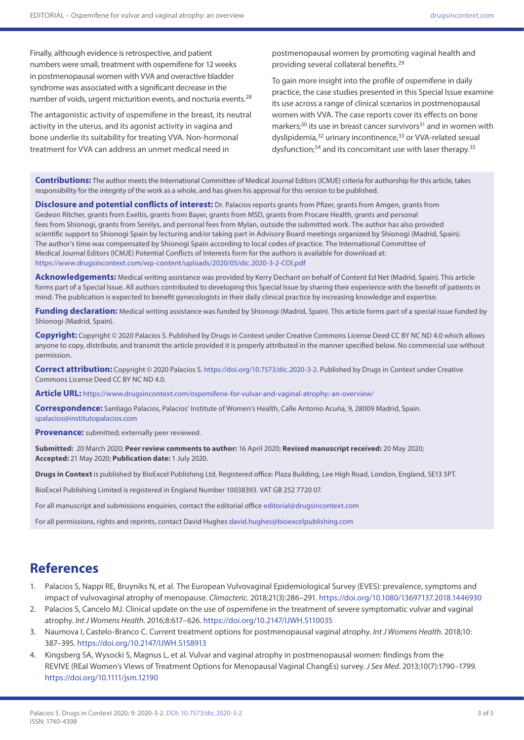Finally, although evidence is retrospective, and patient numbers were small, treatment with ospemifene for 12 weeks in postmenopausal women with VVA and overactive bladder syndrome was associated with a significant decrease in the number of voids, urgent micturition events, and nocturia events.[28]

The antagonistic activity of ospemifene in the breast, its neutral activity in the uterus, and its agonist activity in vagina and bone underlie its suitability for treating VVA. Non-hormonal treatment for VVA can address an unmet medical need in postmenopausal women by promoting vaginal health and providing several collateral benefits.[29]

To gain more insight into the profile of ospemifene in daily practice, the case studies presented in this Special Issue examine its use across a range of clinical scenarios in postmenopausal women with VVA. The case reports cover its effects on bone markers;[30] its use in breast cancer survivors[31] and in women with dyslipidemia,[32] urinary incontinence,[33] or VVA-related sexual dysfunction;[34] and its concomitant use with laser therapy.[35]

**Contributions:** The author meets the International Committee of Medical Journal Editors (ICMJE) criteria for authorship for this article, takes responsibility for the integrity of the work as a whole, and has given his approval for this version to be published.

**Disclosure and potential conflicts of interest:** Dr. Palacios reports grants from Pfizer, grants from Amgen, grants from Gedeon Ritcher, grants from Exeltis, grants from Bayer, grants from MSD, grants from Procare Health, grants and personal fees from Shionogi, grants from Serelys, and personal fees from Mylan, outside the submitted work. The author has also provided scientific support to Shionogi Spain by lecturing and/or taking part in Advisory Board meetings organized by Shionogi (Madrid, Spain). The author's time was compensated by Shionogi Spain according to local codes of practice. The International Committee of Medical Journal Editors (ICMJE) Potential Conflicts of Interests form for the authors is available for download at: https://www.drugsincontext.com/wp-content/uploads/2020/05/dic.2020-3-2-COI.pdf

**Acknowledgements:** Medical writing assistance was provided by Kerry Dechant on behalf of Content Ed Net (Madrid, Spain). This article forms part of a Special Issue. All authors contributed to developing this Special Issue by sharing their experience with the benefit of patients in mind. The publication is expected to benefit gynecologists in their daily clinical practice by increasing knowledge and expertise.

**Funding declaration:** Medical writing assistance was funded by Shionogi (Madrid, Spain). This article forms part of a special issue funded by Shionogi (Madrid, Spain).

**Copyright:** Copyright © 2020 Palacios S. Published by Drugs in Context under Creative Commons License Deed CC BY NC ND 4.0 which allows anyone to copy, distribute, and transmit the article provided it is properly attributed in the manner specified below. No commercial use without permission.

**Correct attribution:** Copyright © 2020 Palacios S. https://doi.org/10.7573/dic.2020-3-2. Published by Drugs in Context under Creative Commons License Deed CC BY NC ND 4.0.

**Article URL:** https://www.drugsincontext.com/ospemifene-for-vulvar-and-vaginal-atrophy:-an-overview/

**Correspondence:** Santiago Palacios, Palacios' Institute of Women's Health, Calle Antonio Acuña, 9, 28009 Madrid, Spain. spalacios@institutopalacios.com

**Provenance:** submitted; externally peer reviewed.

**Submitted:** 20 March 2020; **Peer review comments to author:** 16 April 2020; **Revised manuscript received:** 20 May 2020; **Accepted:** 21 May 2020; **Publication date:** 1 July 2020.

**Drugs in Context** is published by BioExcel Publishing Ltd. Registered office: Plaza Building, Lee High Road, London, England, SE13 5PT.

BioExcel Publishing Limited is registered in England Number 10038393. VAT GB 252 7720 07.

For all manuscript and submissions enquiries, contact the editorial office editorial@drugsincontext.com

For all permissions, rights and reprints, contact David Hughes david.hughes@bioexcelpublishing.com

## References

1. Palacios S, Nappi RE, Bruyniks N, et al. The European Vulvovaginal Epidemiological Survey (EVES): prevalence, symptoms and impact of vulvovaginal atrophy of menopause. *Climacteric*. 2018;21(3):286–291. https://doi.org/10.1080/13697137.2018.1446930
2. Palacios S, Cancelo MJ. Clinical update on the use of ospemifene in the treatment of severe symptomatic vulvar and vaginal atrophy. *Int J Womens Health*. 2016;8:617–626. https://doi.org/10.2147/IJWH.S110035
3. Naumova I, Castelo-Branco C. Current treatment options for postmenopausal vaginal atrophy. *Int J Womens Health*. 2018;10: 387–395. https://doi.org/10.2147/IJWH.S158913
4. Kingsberg SA, Wysocki S, Magnus L, et al. Vulvar and vaginal atrophy in postmenopausal women: findings from the REVIVE (REal Women's VIews of Treatment Options for Menopausal Vaginal ChangEs) survey. *J Sex Med*. 2013;10(7):1790–1799. https://doi.org/10.1111/jsm.12190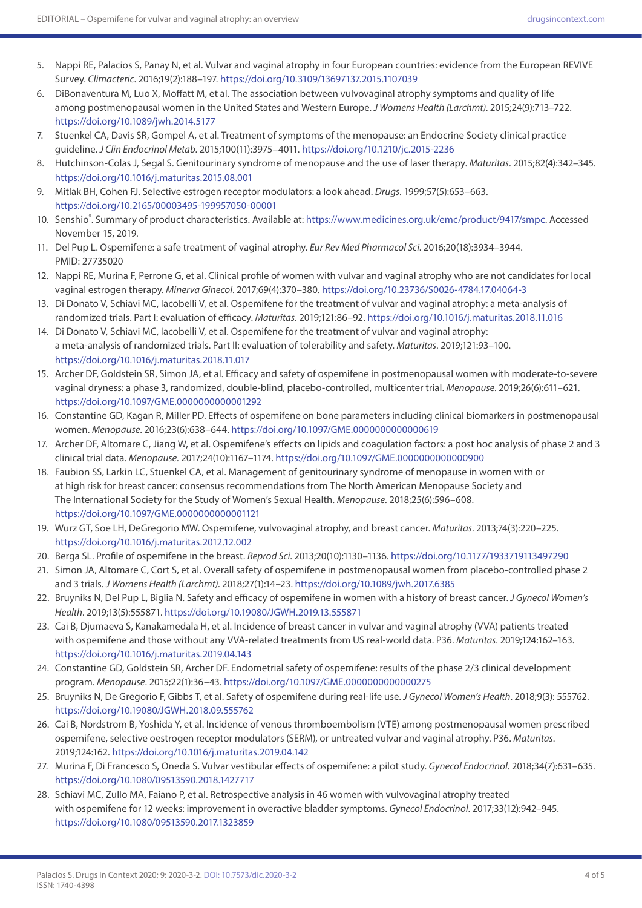5. Nappi RE, Palacios S, Panay N, et al. Vulvar and vaginal atrophy in four European countries: evidence from the European REVIVE Survey. *Climacteric*. 2016;19(2):188–197. https://doi.org/10.3109/13697137.2015.1107039
6. DiBonaventura M, Luo X, Moffatt M, et al. The association between vulvovaginal atrophy symptoms and quality of life among postmenopausal women in the United States and Western Europe. *J Womens Health (Larchmt)*. 2015;24(9):713–722. https://doi.org/10.1089/jwh.2014.5177
7. Stuenkel CA, Davis SR, Gompel A, et al. Treatment of symptoms of the menopause: an Endocrine Society clinical practice guideline. *J Clin Endocrinol Metab*. 2015;100(11):3975–4011. https://doi.org/10.1210/jc.2015-2236
8. Hutchinson-Colas J, Segal S. Genitourinary syndrome of menopause and the use of laser therapy. *Maturitas*. 2015;82(4):342–345. https://doi.org/10.1016/j.maturitas.2015.08.001
9. Mitlak BH, Cohen FJ. Selective estrogen receptor modulators: a look ahead. *Drugs*. 1999;57(5):653–663. https://doi.org/10.2165/00003495-199957050-00001
10. Senshio®. Summary of product characteristics. Available at: https://www.medicines.org.uk/emc/product/9417/smpc. Accessed November 15, 2019.
11. Del Pup L. Ospemifene: a safe treatment of vaginal atrophy. *Eur Rev Med Pharmacol Sci*. 2016;20(18):3934–3944. PMID: 27735020
12. Nappi RE, Murina F, Perrone G, et al. Clinical profile of women with vulvar and vaginal atrophy who are not candidates for local vaginal estrogen therapy. *Minerva Ginecol*. 2017;69(4):370–380. https://doi.org/10.23736/S0026-4784.17.04064-3
13. Di Donato V, Schiavi MC, Iacobelli V, et al. Ospemifene for the treatment of vulvar and vaginal atrophy: a meta-analysis of randomized trials. Part I: evaluation of efficacy. *Maturitas.* 2019;121:86–92. https://doi.org/10.1016/j.maturitas.2018.11.016
14. Di Donato V, Schiavi MC, Iacobelli V, et al. Ospemifene for the treatment of vulvar and vaginal atrophy: a meta-analysis of randomized trials. Part II: evaluation of tolerability and safety. *Maturitas*. 2019;121:93–100. https://doi.org/10.1016/j.maturitas.2018.11.017
15. Archer DF, Goldstein SR, Simon JA, et al. Efficacy and safety of ospemifene in postmenopausal women with moderate-to-severe vaginal dryness: a phase 3, randomized, double-blind, placebo-controlled, multicenter trial. *Menopause*. 2019;26(6):611–621. https://doi.org/10.1097/GME.0000000000001292
16. Constantine GD, Kagan R, Miller PD. Effects of ospemifene on bone parameters including clinical biomarkers in postmenopausal women. *Menopause*. 2016;23(6):638–644. https://doi.org/10.1097/GME.0000000000000619
17. Archer DF, Altomare C, Jiang W, et al. Ospemifene's effects on lipids and coagulation factors: a post hoc analysis of phase 2 and 3 clinical trial data. *Menopause*. 2017;24(10):1167–1174. https://doi.org/10.1097/GME.0000000000000900
18. Faubion SS, Larkin LC, Stuenkel CA, et al. Management of genitourinary syndrome of menopause in women with or at high risk for breast cancer: consensus recommendations from The North American Menopause Society and The International Society for the Study of Women's Sexual Health. *Menopause*. 2018;25(6):596–608. https://doi.org/10.1097/GME.0000000000001121
19. Wurz GT, Soe LH, DeGregorio MW. Ospemifene, vulvovaginal atrophy, and breast cancer. *Maturitas*. 2013;74(3):220–225. https://doi.org/10.1016/j.maturitas.2012.12.002
20. Berga SL. Profile of ospemifene in the breast. *Reprod Sci*. 2013;20(10):1130–1136. https://doi.org/10.1177/1933719113497290
21. Simon JA, Altomare C, Cort S, et al. Overall safety of ospemifene in postmenopausal women from placebo-controlled phase 2 and 3 trials. *J Womens Health (Larchmt)*. 2018;27(1):14–23. https://doi.org/10.1089/jwh.2017.6385
22. Bruyniks N, Del Pup L, Biglia N. Safety and efficacy of ospemifene in women with a history of breast cancer. *J Gynecol Women's Health*. 2019;13(5):555871. https://doi.org/10.19080/JGWH.2019.13.555871
23. Cai B, Djumaeva S, Kanakamedala H, et al. Incidence of breast cancer in vulvar and vaginal atrophy (VVA) patients treated with ospemifene and those without any VVA-related treatments from US real-world data. P36. *Maturitas*. 2019;124:162–163. https://doi.org/10.1016/j.maturitas.2019.04.143
24. Constantine GD, Goldstein SR, Archer DF. Endometrial safety of ospemifene: results of the phase 2/3 clinical development program. *Menopause*. 2015;22(1):36–43. https://doi.org/10.1097/GME.0000000000000275
25. Bruyniks N, De Gregorio F, Gibbs T, et al. Safety of ospemifene during real-life use. *J Gynecol Women's Health*. 2018;9(3): 555762. https://doi.org/10.19080/JGWH.2018.09.555762
26. Cai B, Nordstrom B, Yoshida Y, et al. Incidence of venous thromboembolism (VTE) among postmenopausal women prescribed ospemifene, selective oestrogen receptor modulators (SERM), or untreated vulvar and vaginal atrophy. P36. *Maturitas*. 2019;124:162. https://doi.org/10.1016/j.maturitas.2019.04.142
27. Murina F, Di Francesco S, Oneda S. Vulvar vestibular effects of ospemifene: a pilot study. *Gynecol Endocrinol*. 2018;34(7):631–635. https://doi.org/10.1080/09513590.2018.1427717
28. Schiavi MC, Zullo MA, Faiano P, et al. Retrospective analysis in 46 women with vulvovaginal atrophy treated with ospemifene for 12 weeks: improvement in overactive bladder symptoms. *Gynecol Endocrinol*. 2017;33(12):942–945. https://doi.org/10.1080/09513590.2017.1323859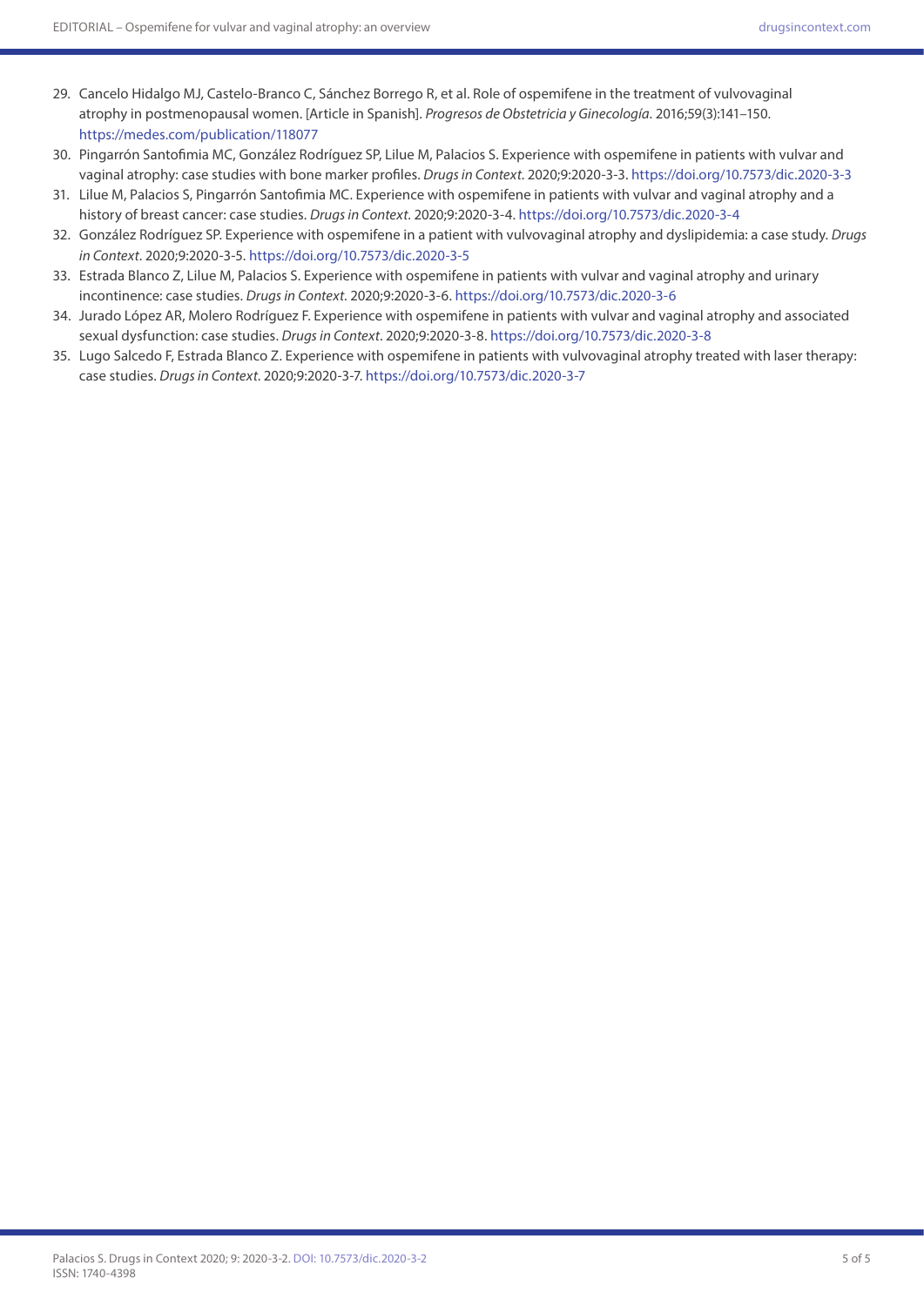29. Cancelo Hidalgo MJ, Castelo-Branco C, Sánchez Borrego R, et al. Role of ospemifene in the treatment of vulvovaginal atrophy in postmenopausal women. [Article in Spanish]. *Progresos de Obstetricia y Ginecología*. 2016;59(3):141–150. https://medes.com/publication/118077
30. Pingarrón Santofimia MC, González Rodríguez SP, Lilue M, Palacios S. Experience with ospemifene in patients with vulvar and vaginal atrophy: case studies with bone marker profiles. *Drugs in Context*. 2020;9:2020-3-3. https://doi.org/10.7573/dic.2020-3-3
31. Lilue M, Palacios S, Pingarrón Santofimia MC. Experience with ospemifene in patients with vulvar and vaginal atrophy and a history of breast cancer: case studies. *Drugs in Context*. 2020;9:2020-3-4. https://doi.org/10.7573/dic.2020-3-4
32. González Rodríguez SP. Experience with ospemifene in a patient with vulvovaginal atrophy and dyslipidemia: a case study. *Drugs in Context*. 2020;9:2020-3-5. https://doi.org/10.7573/dic.2020-3-5
33. Estrada Blanco Z, Lilue M, Palacios S. Experience with ospemifene in patients with vulvar and vaginal atrophy and urinary incontinence: case studies. *Drugs in Context*. 2020;9:2020-3-6. https://doi.org/10.7573/dic.2020-3-6
34. Jurado López AR, Molero Rodríguez F. Experience with ospemifene in patients with vulvar and vaginal atrophy and associated sexual dysfunction: case studies. *Drugs in Context*. 2020;9:2020-3-8. https://doi.org/10.7573/dic.2020-3-8
35. Lugo Salcedo F, Estrada Blanco Z. Experience with ospemifene in patients with vulvovaginal atrophy treated with laser therapy: case studies. *Drugs in Context*. 2020;9:2020-3-7. https://doi.org/10.7573/dic.2020-3-7